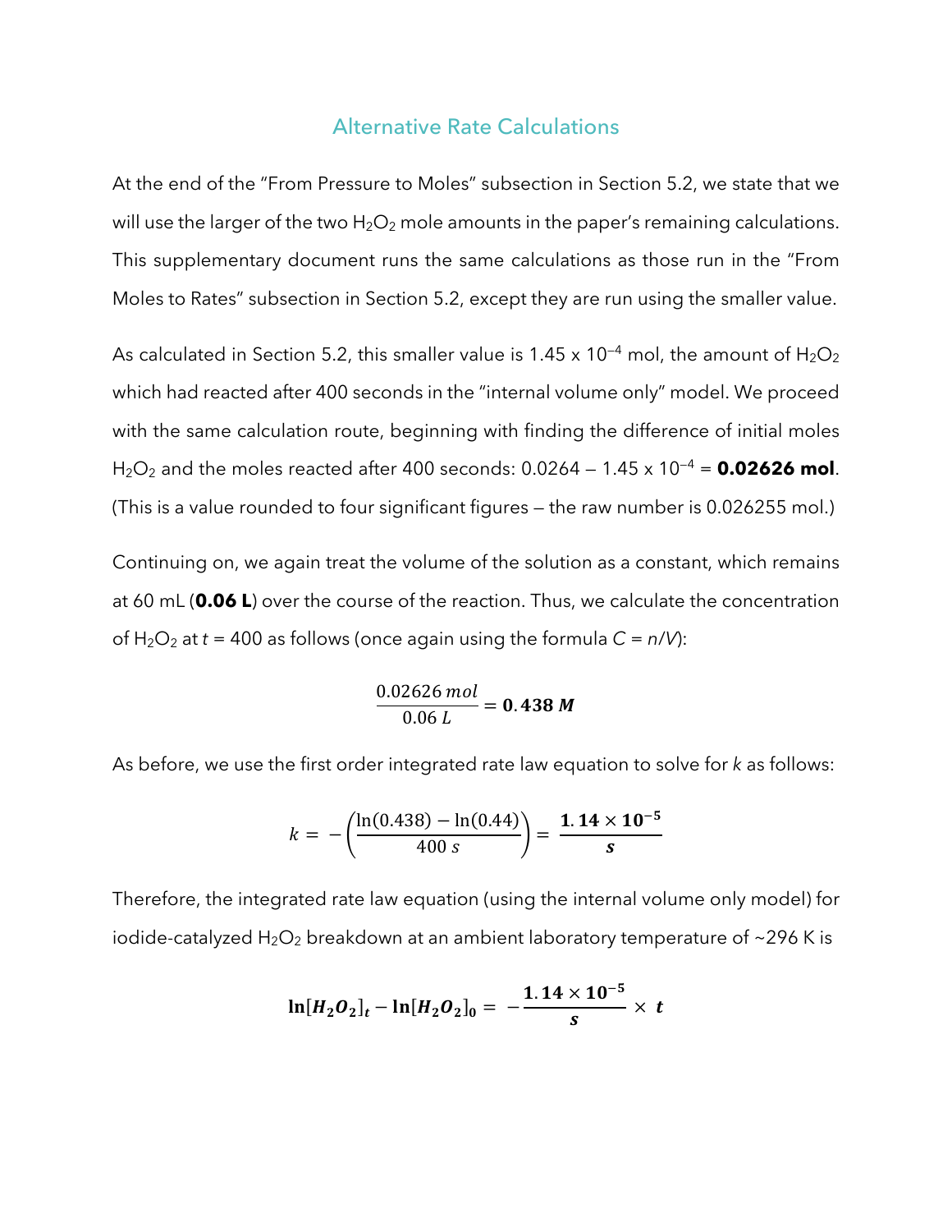## Alternative Rate Calculations

At the end of the "From Pressure to Moles" subsection in Section 5.2, we state that we will use the larger of the two $H_2O_2$ mole amounts in the paper's remaining calculations. This supplementary document runs the same calculations as those run in the "From Moles to Rates" subsection in Section 5.2, except they are run using the smaller value.

As calculated in Section 5.2, this smaller value is $1.45 \times 10^{-4}$ mol, the amount of $H_2O_2$ which had reacted after 400 seconds in the "internal volume only" model. We proceed with the same calculation route, beginning with finding the difference of initial moles $H_2O_2$ and the moles reacted after 400 seconds: $0.0264 - 1.45 \times 10^{-4}$ = **0.02626 mol**. (This is a value rounded to four significant figures – the raw number is 0.026255 mol.)

Continuing on, we again treat the volume of the solution as a constant, which remains at 60 mL (**0.06 L**) over the course of the reaction. Thus, we calculate the concentration of $H_2O_2$ at $t$ = 400 as follows (once again using the formula $C = n/V$):

$$\frac{0.02626\, mol}{0.06\, L} = \mathbf{0.438\ M}$$

As before, we use the first order integrated rate law equation to solve for $k$ as follows:

$$k = -\left(\frac{\ln(0.438) - \ln(0.44)}{400\, s}\right) = \frac{\mathbf{1.14 \times 10^{-5}}}{\boldsymbol{s}}$$

Therefore, the integrated rate law equation (using the internal volume only model) for iodide-catalyzed $H_2O_2$ breakdown at an ambient laboratory temperature of ~296 K is

$$\mathbf{\ln[H_2O_2]_t - \ln[H_2O_2]_0 = -\frac{1.14 \times 10^{-5}}{s} \times t}$$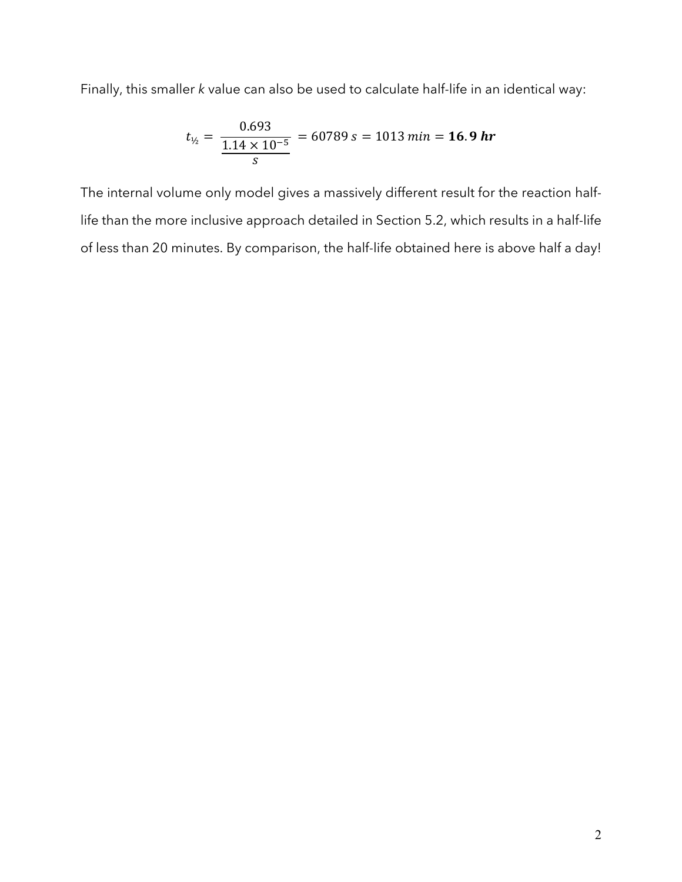Finally, this smaller *k* value can also be used to calculate half-life in an identical way:

$$t_{½} = \frac{0.693}{\dfrac{1.14 \times 10^{-5}}{s}} = 60789\, s = 1013\, min = \mathbf{16.9\ hr}$$

The internal volume only model gives a massively different result for the reaction half-life than the more inclusive approach detailed in Section 5.2, which results in a half-life of less than 20 minutes. By comparison, the half-life obtained here is above half a day!